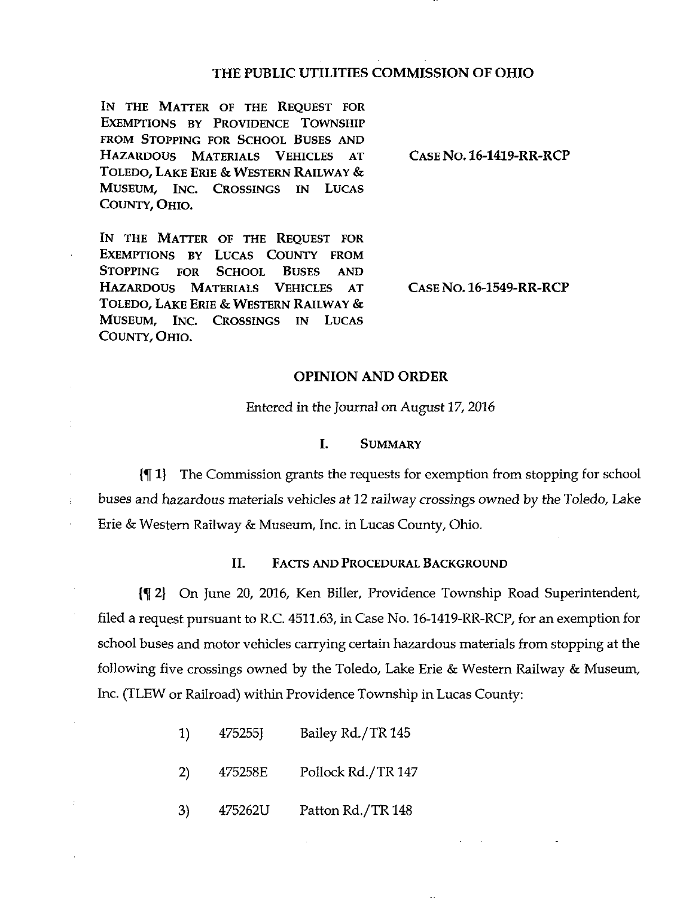# THE PUBLIC UTILITIES COMMISSION OF OHIO

| | |
|---|---|
| IN THE MATTER OF THE REQUEST FOR EXEMPTIONS BY PROVIDENCE TOWNSHIP FROM STOPPING FOR SCHOOL BUSES AND HAZARDOUS MATERIALS VEHICLES AT TOLEDO, LAKE ERIE & WESTERN RAILWAY & MUSEUM, INC. CROSSINGS IN LUCAS COUNTY, OHIO. | CASE NO. 16-1419-RR-RCP |
| IN THE MATTER OF THE REQUEST FOR EXEMPTIONS BY LUCAS COUNTY FROM STOPPING FOR SCHOOL BUSES AND HAZARDOUS MATERIALS VEHICLES AT TOLEDO, LAKE ERIE & WESTERN RAILWAY & MUSEUM, INC. CROSSINGS IN LUCAS COUNTY, OHIO. | CASE NO. 16-1549-RR-RCP |

## OPINION AND ORDER

*Entered in the Journal on August 17, 2016*

### I. SUMMARY

{¶ 1} The Commission grants the requests for exemption from stopping for school buses and hazardous materials vehicles at 12 railway crossings owned by the Toledo, Lake Erie & Western Railway & Museum, Inc. in Lucas County, Ohio.

### II. FACTS AND PROCEDURAL BACKGROUND

{¶ 2} On June 20, 2016, Ken Biller, Providence Township Road Superintendent, filed a request pursuant to R.C. 4511.63, in Case No. 16-1419-RR-RCP, for an exemption for school buses and motor vehicles carrying certain hazardous materials from stopping at the following five crossings owned by the Toledo, Lake Erie & Western Railway & Museum, Inc. (TLEW or Railroad) within Providence Township in Lucas County:

1) 475255J Bailey Rd./TR 145
2) 475258E Pollock Rd./TR 147
3) 475262U Patton Rd./TR 148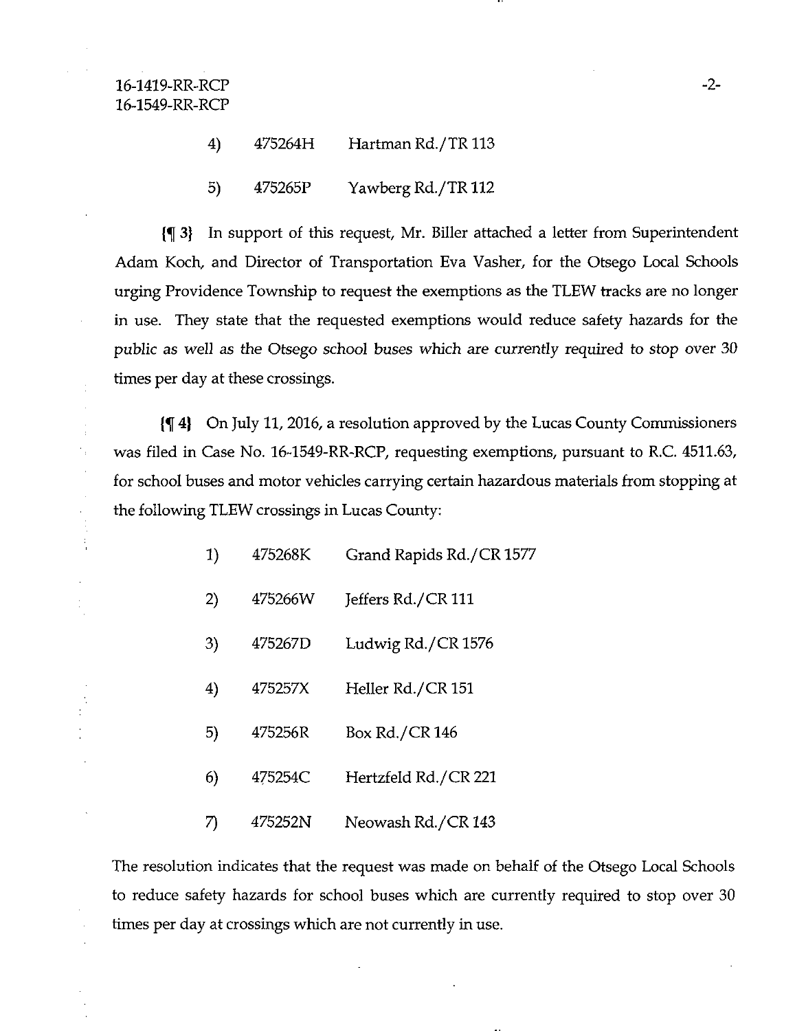4) 475264H Hartman Rd./TR 113

5) 475265P Yawberg Rd./TR 112

{¶ 3} In support of this request, Mr. Biller attached a letter from Superintendent Adam Koch, and Director of Transportation Eva Vasher, for the Otsego Local Schools urging Providence Township to request the exemptions as the TLEW tracks are no longer in use. They state that the requested exemptions would reduce safety hazards for the public as well as the Otsego school buses which are currently required to stop over 30 times per day at these crossings.

{¶ 4} On July 11, 2016, a resolution approved by the Lucas County Commissioners was filed in Case No. 16-1549-RR-RCP, requesting exemptions, pursuant to R.C. 4511.63, for school buses and motor vehicles carrying certain hazardous materials from stopping at the following TLEW crossings in Lucas County:

1) 475268K Grand Rapids Rd./CR 1577

2) 475266W Jeffers Rd./CR 111

3) 475267D Ludwig Rd./CR 1576

4) 475257X Heller Rd./CR 151

5) 475256R Box Rd./CR 146

6) 475254C Hertzfeld Rd./CR 221

7) 475252N Neowash Rd./CR 143

The resolution indicates that the request was made on behalf of the Otsego Local Schools to reduce safety hazards for school buses which are currently required to stop over 30 times per day at crossings which are not currently in use.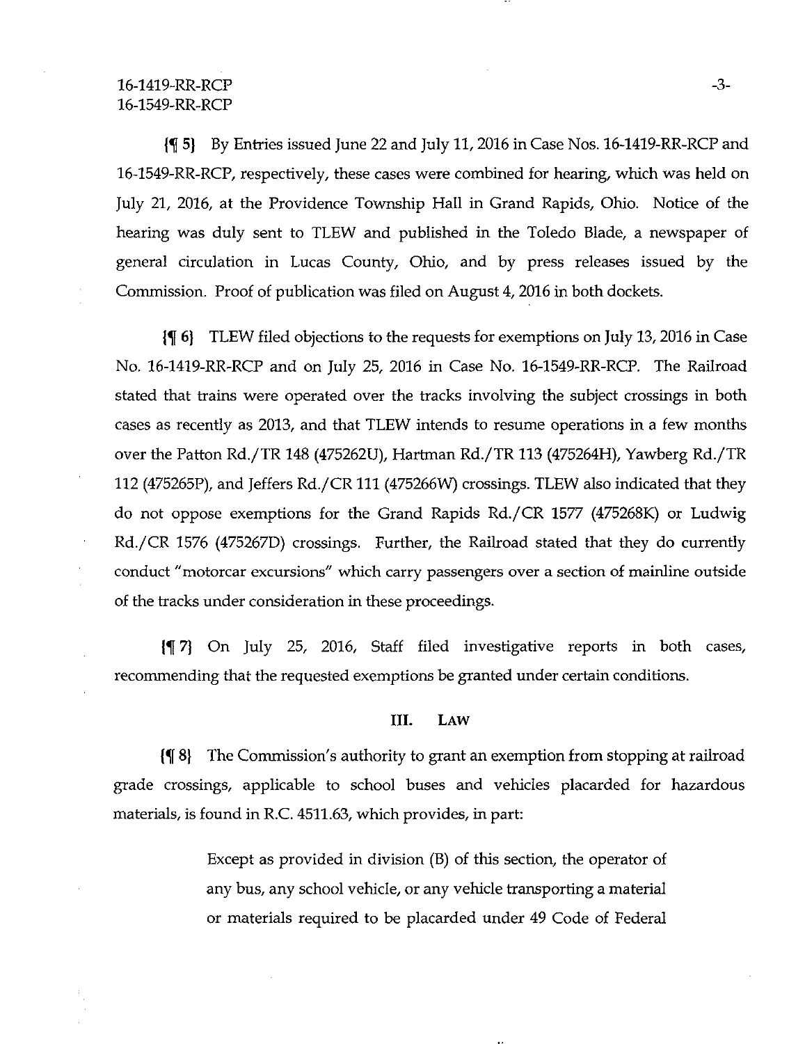{¶ 5} By Entries issued June 22 and July 11, 2016 in Case Nos. 16-1419-RR-RCP and 16-1549-RR-RCP, respectively, these cases were combined for hearing, which was held on July 21, 2016, at the Providence Township Hall in Grand Rapids, Ohio. Notice of the hearing was duly sent to TLEW and published in the Toledo Blade, a newspaper of general circulation in Lucas County, Ohio, and by press releases issued by the Commission. Proof of publication was filed on August 4, 2016 in both dockets.

{¶ 6} TLEW filed objections to the requests for exemptions on July 13, 2016 in Case No. 16-1419-RR-RCP and on July 25, 2016 in Case No. 16-1549-RR-RCP. The Railroad stated that trains were operated over the tracks involving the subject crossings in both cases as recently as 2013, and that TLEW intends to resume operations in a few months over the Patton Rd./TR 148 (475262U), Hartman Rd./TR 113 (475264H), Yawberg Rd./TR 112 (475265P), and Jeffers Rd./CR 111 (475266W) crossings. TLEW also indicated that they do not oppose exemptions for the Grand Rapids Rd./CR 1577 (475268K) or Ludwig Rd./CR 1576 (475267D) crossings. Further, the Railroad stated that they do currently conduct "motorcar excursions" which carry passengers over a section of mainline outside of the tracks under consideration in these proceedings.

{¶ 7} On July 25, 2016, Staff filed investigative reports in both cases, recommending that the requested exemptions be granted under certain conditions.

## III. LAW

{¶ 8} The Commission's authority to grant an exemption from stopping at railroad grade crossings, applicable to school buses and vehicles placarded for hazardous materials, is found in R.C. 4511.63, which provides, in part:

> Except as provided in division (B) of this section, the operator of any bus, any school vehicle, or any vehicle transporting a material or materials required to be placarded under 49 Code of Federal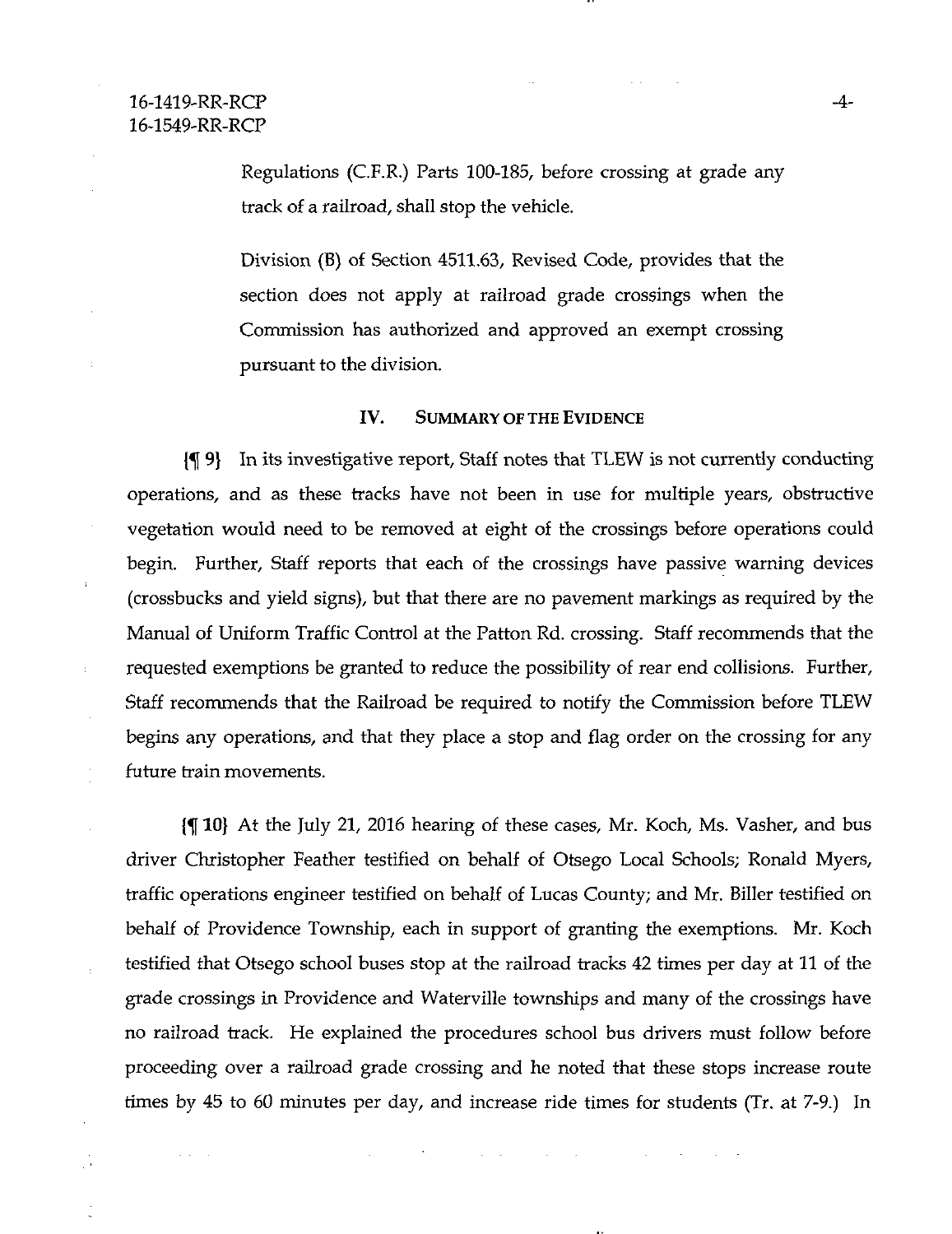Regulations (C.F.R.) Parts 100-185, before crossing at grade any track of a railroad, shall stop the vehicle.

Division (B) of Section 4511.63, Revised Code, provides that the section does not apply at railroad grade crossings when the Commission has authorized and approved an exempt crossing pursuant to the division.

## IV. Summary of the Evidence

{¶ 9} In its investigative report, Staff notes that TLEW is not currently conducting operations, and as these tracks have not been in use for multiple years, obstructive vegetation would need to be removed at eight of the crossings before operations could begin. Further, Staff reports that each of the crossings have passive warning devices (crossbucks and yield signs), but that there are no pavement markings as required by the Manual of Uniform Traffic Control at the Patton Rd. crossing. Staff recommends that the requested exemptions be granted to reduce the possibility of rear end collisions. Further, Staff recommends that the Railroad be required to notify the Commission before TLEW begins any operations, and that they place a stop and flag order on the crossing for any future train movements.

{¶ 10} At the July 21, 2016 hearing of these cases, Mr. Koch, Ms. Vasher, and bus driver Christopher Feather testified on behalf of Otsego Local Schools; Ronald Myers, traffic operations engineer testified on behalf of Lucas County; and Mr. Biller testified on behalf of Providence Township, each in support of granting the exemptions. Mr. Koch testified that Otsego school buses stop at the railroad tracks 42 times per day at 11 of the grade crossings in Providence and Waterville townships and many of the crossings have no railroad track. He explained the procedures school bus drivers must follow before proceeding over a railroad grade crossing and he noted that these stops increase route times by 45 to 60 minutes per day, and increase ride times for students (Tr. at 7-9.) In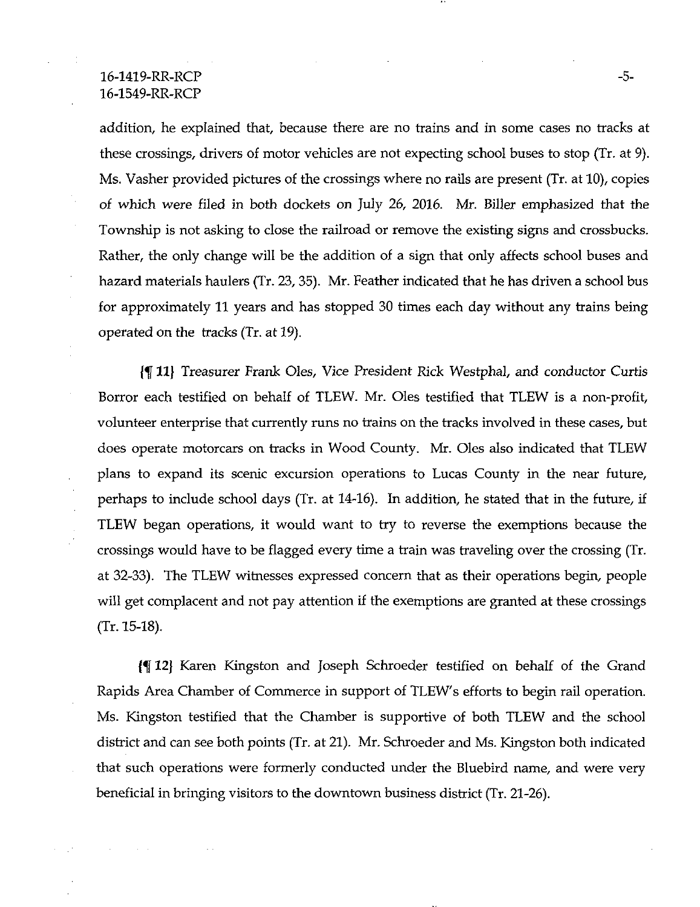addition, he explained that, because there are no trains and in some cases no tracks at these crossings, drivers of motor vehicles are not expecting school buses to stop (Tr. at 9). Ms. Vasher provided pictures of the crossings where no rails are present (Tr. at 10), copies of which were filed in both dockets on July 26, 2016. Mr. Biller emphasized that the Township is not asking to close the railroad or remove the existing signs and crossbucks. Rather, the only change will be the addition of a sign that only affects school buses and hazard materials haulers (Tr. 23, 35). Mr. Feather indicated that he has driven a school bus for approximately 11 years and has stopped 30 times each day without any trains being operated on the tracks (Tr. at 19).

{¶ 11} Treasurer Frank Oles, Vice President Rick Westphal, and conductor Curtis Borror each testified on behalf of TLEW. Mr. Oles testified that TLEW is a non-profit, volunteer enterprise that currently runs no trains on the tracks involved in these cases, but does operate motorcars on tracks in Wood County. Mr. Oles also indicated that TLEW plans to expand its scenic excursion operations to Lucas County in the near future, perhaps to include school days (Tr. at 14-16). In addition, he stated that in the future, if TLEW began operations, it would want to try to reverse the exemptions because the crossings would have to be flagged every time a train was traveling over the crossing (Tr. at 32-33). The TLEW witnesses expressed concern that as their operations begin, people will get complacent and not pay attention if the exemptions are granted at these crossings (Tr. 15-18).

{¶ 12} Karen Kingston and Joseph Schroeder testified on behalf of the Grand Rapids Area Chamber of Commerce in support of TLEW's efforts to begin rail operation. Ms. Kingston testified that the Chamber is supportive of both TLEW and the school district and can see both points (Tr. at 21). Mr. Schroeder and Ms. Kingston both indicated that such operations were formerly conducted under the Bluebird name, and were very beneficial in bringing visitors to the downtown business district (Tr. 21-26).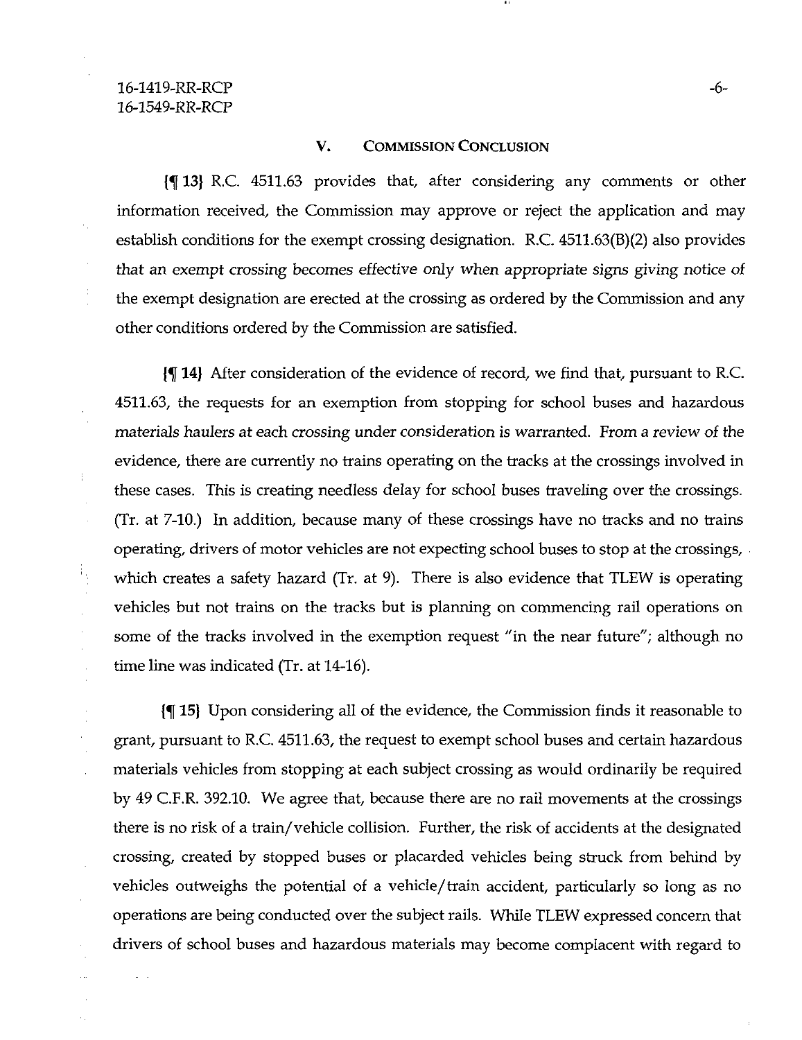## V. COMMISSION CONCLUSION

{¶ 13} R.C. 4511.63 provides that, after considering any comments or other information received, the Commission may approve or reject the application and may establish conditions for the exempt crossing designation. R.C. 4511.63(B)(2) also provides that an exempt crossing becomes effective only when appropriate signs giving notice of the exempt designation are erected at the crossing as ordered by the Commission and any other conditions ordered by the Commission are satisfied.

{¶ 14} After consideration of the evidence of record, we find that, pursuant to R.C. 4511.63, the requests for an exemption from stopping for school buses and hazardous materials haulers at each crossing under consideration is warranted. From a review of the evidence, there are currently no trains operating on the tracks at the crossings involved in these cases. This is creating needless delay for school buses traveling over the crossings. (Tr. at 7-10.) In addition, because many of these crossings have no tracks and no trains operating, drivers of motor vehicles are not expecting school buses to stop at the crossings, which creates a safety hazard (Tr. at 9). There is also evidence that TLEW is operating vehicles but not trains on the tracks but is planning on commencing rail operations on some of the tracks involved in the exemption request "in the near future"; although no time line was indicated (Tr. at 14-16).

{¶ 15} Upon considering all of the evidence, the Commission finds it reasonable to grant, pursuant to R.C. 4511.63, the request to exempt school buses and certain hazardous materials vehicles from stopping at each subject crossing as would ordinarily be required by 49 C.F.R. 392.10. We agree that, because there are no rail movements at the crossings there is no risk of a train/vehicle collision. Further, the risk of accidents at the designated crossing, created by stopped buses or placarded vehicles being struck from behind by vehicles outweighs the potential of a vehicle/train accident, particularly so long as no operations are being conducted over the subject rails. While TLEW expressed concern that drivers of school buses and hazardous materials may become complacent with regard to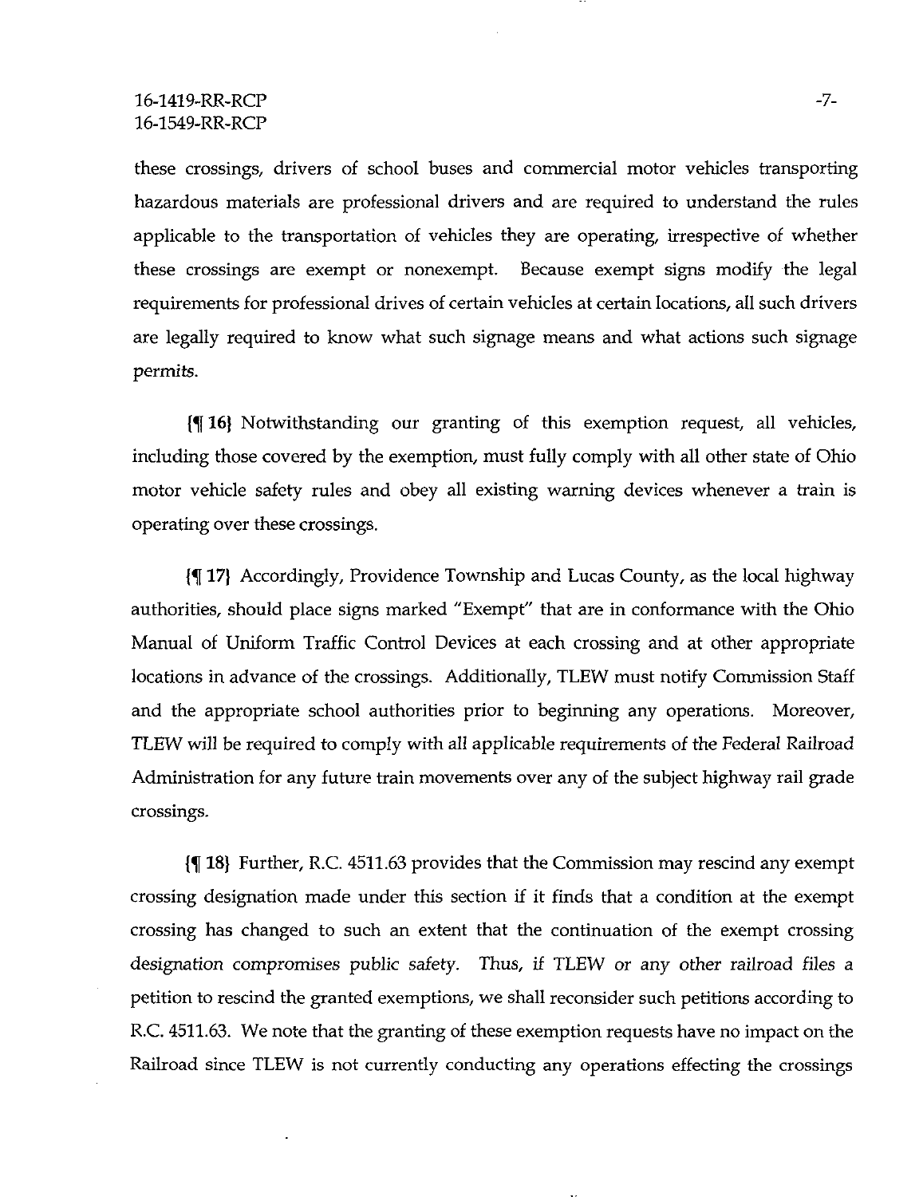these crossings, drivers of school buses and commercial motor vehicles transporting hazardous materials are professional drivers and are required to understand the rules applicable to the transportation of vehicles they are operating, irrespective of whether these crossings are exempt or nonexempt. Because exempt signs modify the legal requirements for professional drives of certain vehicles at certain locations, all such drivers are legally required to know what such signage means and what actions such signage permits.

{¶ 16} Notwithstanding our granting of this exemption request, all vehicles, including those covered by the exemption, must fully comply with all other state of Ohio motor vehicle safety rules and obey all existing warning devices whenever a train is operating over these crossings.

{¶ 17} Accordingly, Providence Township and Lucas County, as the local highway authorities, should place signs marked "Exempt" that are in conformance with the Ohio Manual of Uniform Traffic Control Devices at each crossing and at other appropriate locations in advance of the crossings. Additionally, TLEW must notify Commission Staff and the appropriate school authorities prior to beginning any operations. Moreover, TLEW will be required to comply with all applicable requirements of the Federal Railroad Administration for any future train movements over any of the subject highway rail grade crossings.

{¶ 18} Further, R.C. 4511.63 provides that the Commission may rescind any exempt crossing designation made under this section if it finds that a condition at the exempt crossing has changed to such an extent that the continuation of the exempt crossing designation compromises public safety. Thus, if TLEW or any other railroad files a petition to rescind the granted exemptions, we shall reconsider such petitions according to R.C. 4511.63. We note that the granting of these exemption requests have no impact on the Railroad since TLEW is not currently conducting any operations effecting the crossings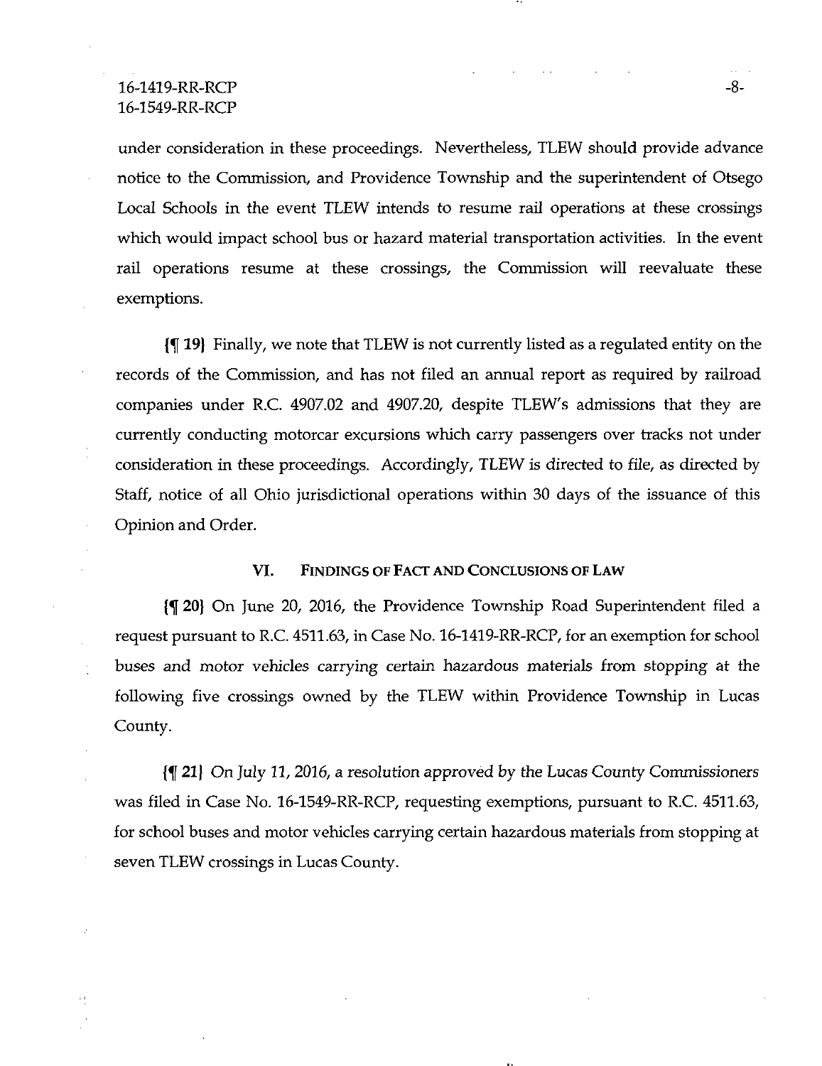under consideration in these proceedings. Nevertheless, TLEW should provide advance notice to the Commission, and Providence Township and the superintendent of Otsego Local Schools in the event TLEW intends to resume rail operations at these crossings which would impact school bus or hazard material transportation activities. In the event rail operations resume at these crossings, the Commission will reevaluate these exemptions.

{¶ 19} Finally, we note that TLEW is not currently listed as a regulated entity on the records of the Commission, and has not filed an annual report as required by railroad companies under R.C. 4907.02 and 4907.20, despite TLEW's admissions that they are currently conducting motorcar excursions which carry passengers over tracks not under consideration in these proceedings. Accordingly, TLEW is directed to file, as directed by Staff, notice of all Ohio jurisdictional operations within 30 days of the issuance of this Opinion and Order.

## VI. Findings of Fact and Conclusions of Law

{¶ 20} On June 20, 2016, the Providence Township Road Superintendent filed a request pursuant to R.C. 4511.63, in Case No. 16-1419-RR-RCP, for an exemption for school buses and motor vehicles carrying certain hazardous materials from stopping at the following five crossings owned by the TLEW within Providence Township in Lucas County.

{¶ 21} On July 11, 2016, a resolution approved by the Lucas County Commissioners was filed in Case No. 16-1549-RR-RCP, requesting exemptions, pursuant to R.C. 4511.63, for school buses and motor vehicles carrying certain hazardous materials from stopping at seven TLEW crossings in Lucas County.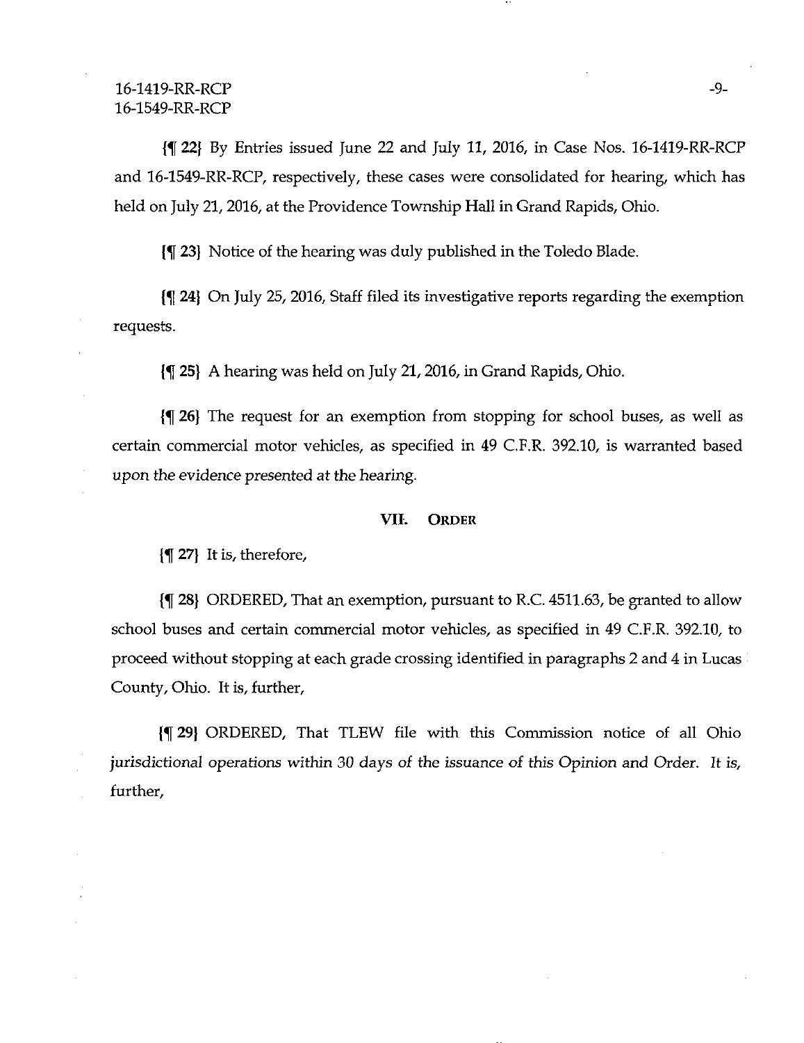{¶ 22} By Entries issued June 22 and July 11, 2016, in Case Nos. 16-1419-RR-RCP and 16-1549-RR-RCP, respectively, these cases were consolidated for hearing, which has held on July 21, 2016, at the Providence Township Hall in Grand Rapids, Ohio.

{¶ 23} Notice of the hearing was duly published in the Toledo Blade.

{¶ 24} On July 25, 2016, Staff filed its investigative reports regarding the exemption requests.

{¶ 25} A hearing was held on July 21, 2016, in Grand Rapids, Ohio.

{¶ 26} The request for an exemption from stopping for school buses, as well as certain commercial motor vehicles, as specified in 49 C.F.R. 392.10, is warranted based upon the evidence presented at the hearing.

## VII. Order

{¶ 27} It is, therefore,

{¶ 28} ORDERED, That an exemption, pursuant to R.C. 4511.63, be granted to allow school buses and certain commercial motor vehicles, as specified in 49 C.F.R. 392.10, to proceed without stopping at each grade crossing identified in paragraphs 2 and 4 in Lucas County, Ohio. It is, further,

{¶ 29} ORDERED, That TLEW file with this Commission notice of all Ohio jurisdictional operations within 30 days of the issuance of this Opinion and Order. It is, further,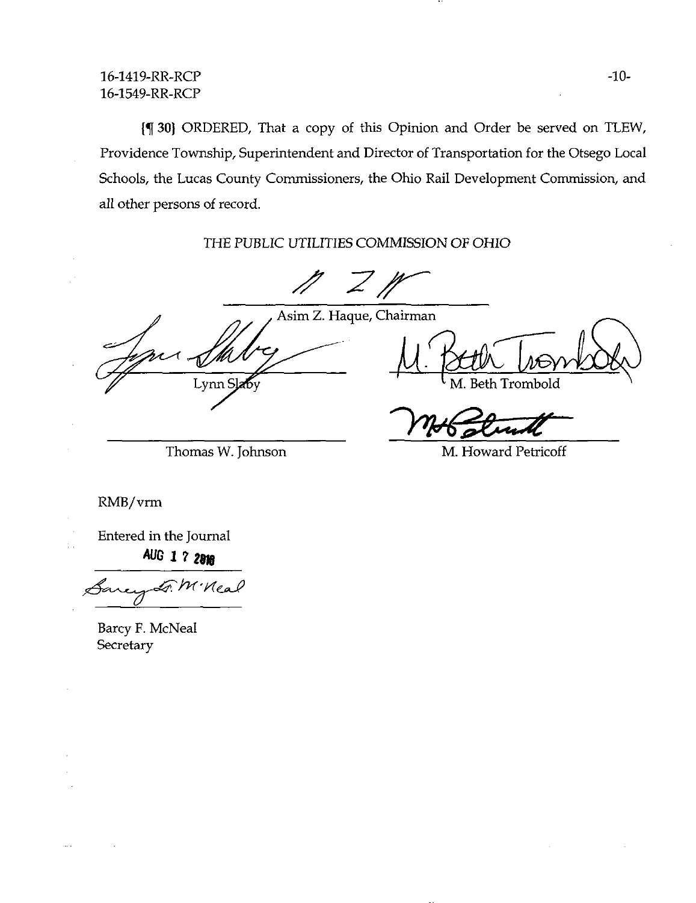16-1419-RR-RCP
16-1549-RR-RCP

{¶ 30} ORDERED, That a copy of this Opinion and Order be served on TLEW, Providence Township, Superintendent and Director of Transportation for the Otsego Local Schools, the Lucas County Commissioners, the Ohio Rail Development Commission, and all other persons of record.

THE PUBLIC UTILITIES COMMISSION OF OHIO

Asim Z. Haque, Chairman

Lynn Slaby

M. Beth Trombold

Thomas W. Johnson

M. Howard Petricoff

RMB/vrm

Entered in the Journal

AUG 1 7 2018

Barcy F. McNeal
Secretary